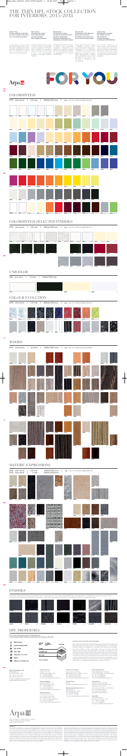# THE THIN HPL STOCK COLLECTION FOR INTERIORS. 2015-2018

## COLORSINTESI

STD (standard) | 0,9 mm | 3050x1300 mm | vg only for vertical applications

## COLORSINTESI SELECTED FINISHES

STD (standard) | 0,9 mm | 3050x1300 mm | vg only for vertical applications

## UNICOLOR

UNI (unicolor) | 1,2 mm | 3050x1300 mm

## COLOUR EVOLUTION

STD (standard) | 0,9 mm | 3050x1300 mm | vg only for vertical applications

## WOODS

STD (standard) | 0,9 mm | 3050x1300 mm | vg only for vertical applications

## MATERIC EXPRESSIONS

STD (standard) | 0,9 mm | 3050x1300 mm | vg only for vertical applications

## FINISHES

## HPL PROPERTIES

Arpa Industriale S.p.A.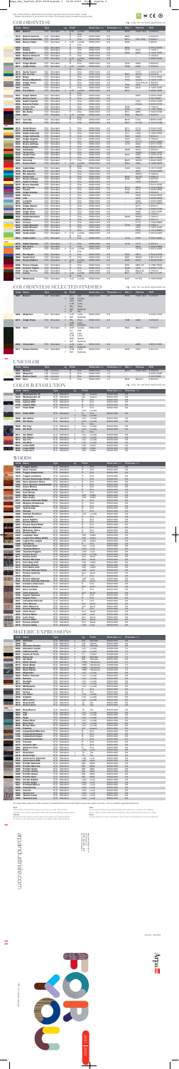# COLORSINTESI

## COLORSINTESI SELECTED FINISHES

## UNICOLOR

## COLOUR EVOLUTION

## WOODS

## MATERIC EXPRESSIONS